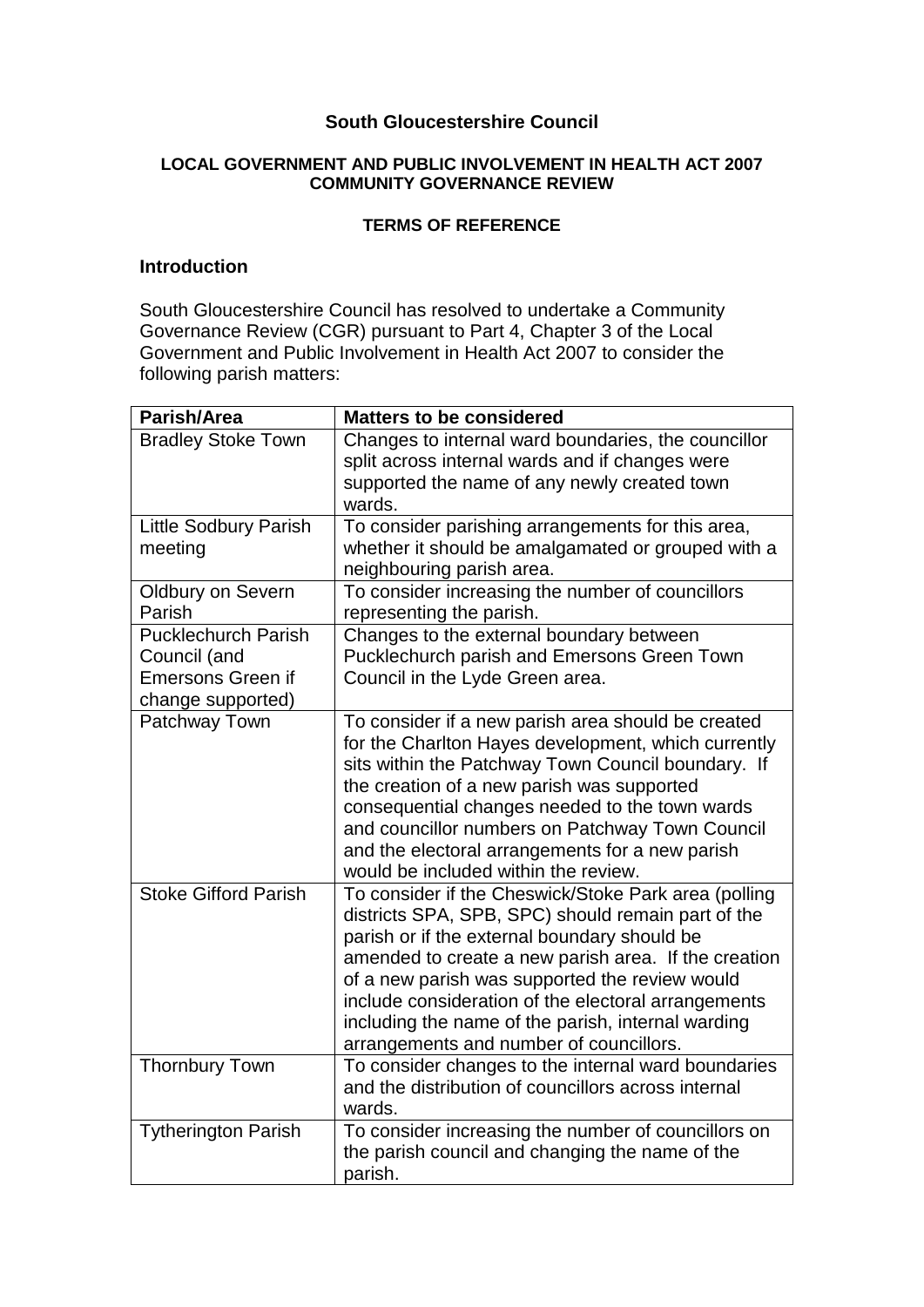# South Gloucestershire Council

## LOCAL GOVERNMENT AND PUBLIC INVOLVEMENT IN HEALTH ACT 2007 COMMUNITY GOVERNANCE REVIEW

### TERMS OF REFERENCE

### Introduction

South Gloucestershire Council has resolved to undertake a Community Governance Review (CGR) pursuant to Part 4, Chapter 3 of the Local Government and Public Involvement in Health Act 2007 to consider the following parish matters:

| Parish/Area | Matters to be considered |
|---|---|
| Bradley Stoke Town | Changes to internal ward boundaries, the councillor split across internal wards and if changes were supported the name of any newly created town wards. |
| Little Sodbury Parish meeting | To consider parishing arrangements for this area, whether it should be amalgamated or grouped with a neighbouring parish area. |
| Oldbury on Severn Parish | To consider increasing the number of councillors representing the parish. |
| Pucklechurch Parish Council (and Emersons Green if change supported) | Changes to the external boundary between Pucklechurch parish and Emersons Green Town Council in the Lyde Green area. |
| Patchway Town | To consider if a new parish area should be created for the Charlton Hayes development, which currently sits within the Patchway Town Council boundary. If the creation of a new parish was supported consequential changes needed to the town wards and councillor numbers on Patchway Town Council and the electoral arrangements for a new parish would be included within the review. |
| Stoke Gifford Parish | To consider if the Cheswick/Stoke Park area (polling districts SPA, SPB, SPC) should remain part of the parish or if the external boundary should be amended to create a new parish area. If the creation of a new parish was supported the review would include consideration of the electoral arrangements including the name of the parish, internal warding arrangements and number of councillors. |
| Thornbury Town | To consider changes to the internal ward boundaries and the distribution of councillors across internal wards. |
| Tytherington Parish | To consider increasing the number of councillors on the parish council and changing the name of the parish. |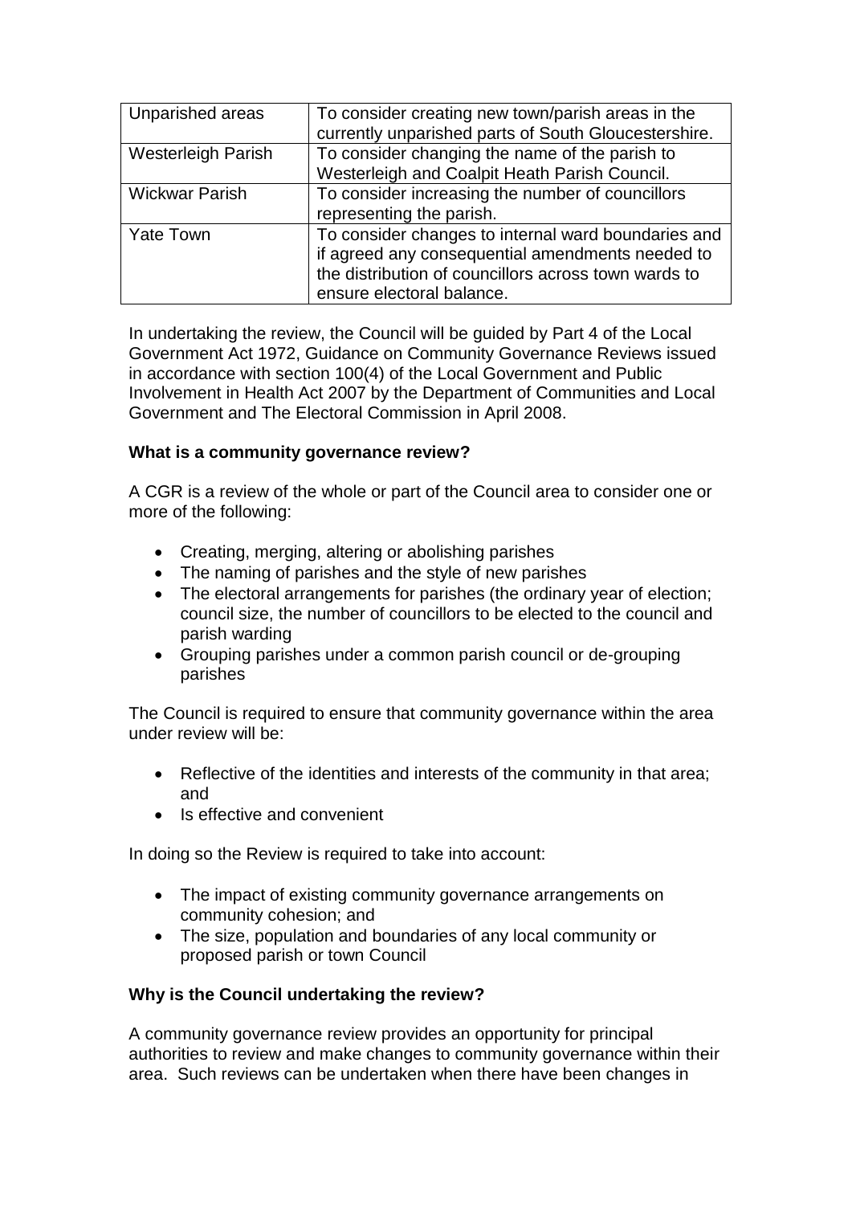| Unparished areas | To consider creating new town/parish areas in the currently unparished parts of South Gloucestershire. |
|---|---|
| Westerleigh Parish | To consider changing the name of the parish to Westerleigh and Coalpit Heath Parish Council. |
| Wickwar Parish | To consider increasing the number of councillors representing the parish. |
| Yate Town | To consider changes to internal ward boundaries and if agreed any consequential amendments needed to the distribution of councillors across town wards to ensure electoral balance. |

In undertaking the review, the Council will be guided by Part 4 of the Local Government Act 1972, Guidance on Community Governance Reviews issued in accordance with section 100(4) of the Local Government and Public Involvement in Health Act 2007 by the Department of Communities and Local Government and The Electoral Commission in April 2008.

**What is a community governance review?**

A CGR is a review of the whole or part of the Council area to consider one or more of the following:

- Creating, merging, altering or abolishing parishes
- The naming of parishes and the style of new parishes
- The electoral arrangements for parishes (the ordinary year of election; council size, the number of councillors to be elected to the council and parish warding
- Grouping parishes under a common parish council or de-grouping parishes

The Council is required to ensure that community governance within the area under review will be:

- Reflective of the identities and interests of the community in that area; and
- Is effective and convenient

In doing so the Review is required to take into account:

- The impact of existing community governance arrangements on community cohesion; and
- The size, population and boundaries of any local community or proposed parish or town Council

**Why is the Council undertaking the review?**

A community governance review provides an opportunity for principal authorities to review and make changes to community governance within their area. Such reviews can be undertaken when there have been changes in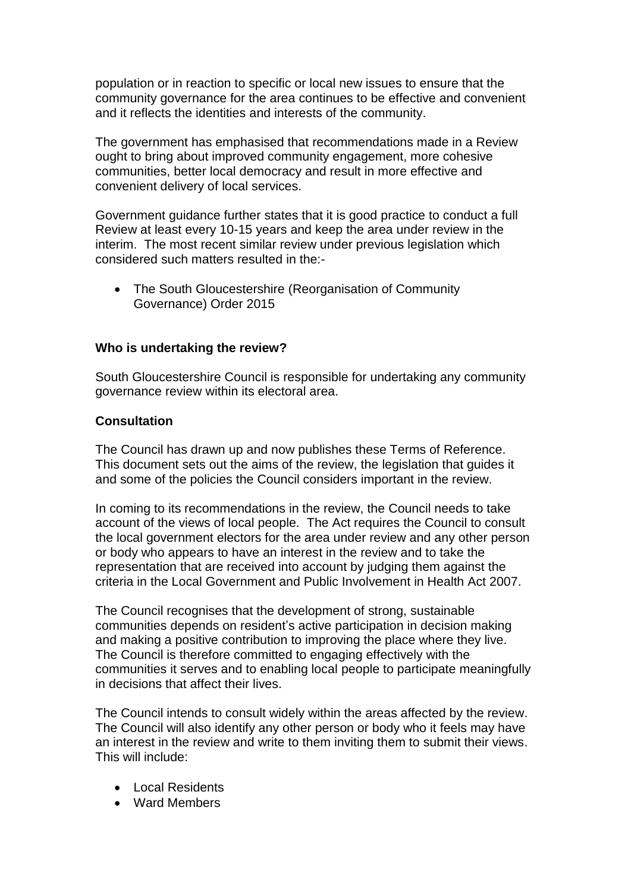population or in reaction to specific or local new issues to ensure that the community governance for the area continues to be effective and convenient and it reflects the identities and interests of the community.

The government has emphasised that recommendations made in a Review ought to bring about improved community engagement, more cohesive communities, better local democracy and result in more effective and convenient delivery of local services.

Government guidance further states that it is good practice to conduct a full Review at least every 10-15 years and keep the area under review in the interim. The most recent similar review under previous legislation which considered such matters resulted in the:-

- The South Gloucestershire (Reorganisation of Community Governance) Order 2015

**Who is undertaking the review?**

South Gloucestershire Council is responsible for undertaking any community governance review within its electoral area.

**Consultation**

The Council has drawn up and now publishes these Terms of Reference. This document sets out the aims of the review, the legislation that guides it and some of the policies the Council considers important in the review.

In coming to its recommendations in the review, the Council needs to take account of the views of local people. The Act requires the Council to consult the local government electors for the area under review and any other person or body who appears to have an interest in the review and to take the representation that are received into account by judging them against the criteria in the Local Government and Public Involvement in Health Act 2007.

The Council recognises that the development of strong, sustainable communities depends on resident's active participation in decision making and making a positive contribution to improving the place where they live. The Council is therefore committed to engaging effectively with the communities it serves and to enabling local people to participate meaningfully in decisions that affect their lives.

The Council intends to consult widely within the areas affected by the review. The Council will also identify any other person or body who it feels may have an interest in the review and write to them inviting them to submit their views. This will include:

- Local Residents
- Ward Members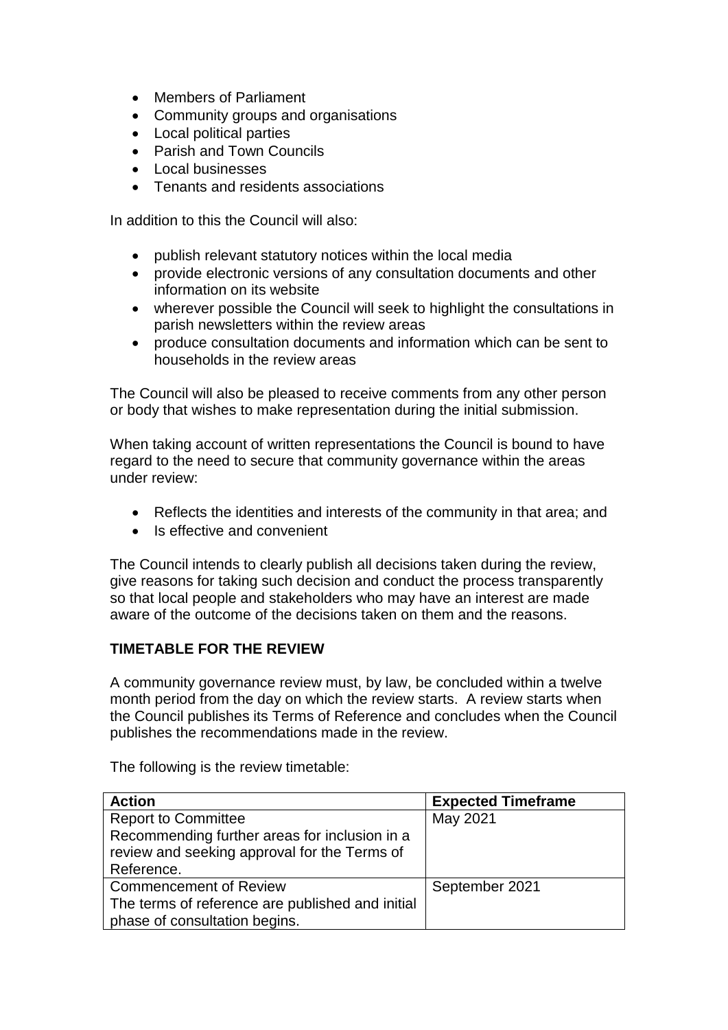- Members of Parliament
- Community groups and organisations
- Local political parties
- Parish and Town Councils
- Local businesses
- Tenants and residents associations

In addition to this the Council will also:

- publish relevant statutory notices within the local media
- provide electronic versions of any consultation documents and other information on its website
- wherever possible the Council will seek to highlight the consultations in parish newsletters within the review areas
- produce consultation documents and information which can be sent to households in the review areas

The Council will also be pleased to receive comments from any other person or body that wishes to make representation during the initial submission.

When taking account of written representations the Council is bound to have regard to the need to secure that community governance within the areas under review:

- Reflects the identities and interests of the community in that area; and
- Is effective and convenient

The Council intends to clearly publish all decisions taken during the review, give reasons for taking such decision and conduct the process transparently so that local people and stakeholders who may have an interest are made aware of the outcome of the decisions taken on them and the reasons.

**TIMETABLE FOR THE REVIEW**

A community governance review must, by law, be concluded within a twelve month period from the day on which the review starts. A review starts when the Council publishes its Terms of Reference and concludes when the Council publishes the recommendations made in the review.

The following is the review timetable:

| **Action** | **Expected Timeframe** |
|---|---|
| Report to Committee<br>Recommending further areas for inclusion in a review and seeking approval for the Terms of Reference. | May 2021 |
| Commencement of Review<br>The terms of reference are published and initial phase of consultation begins. | September 2021 |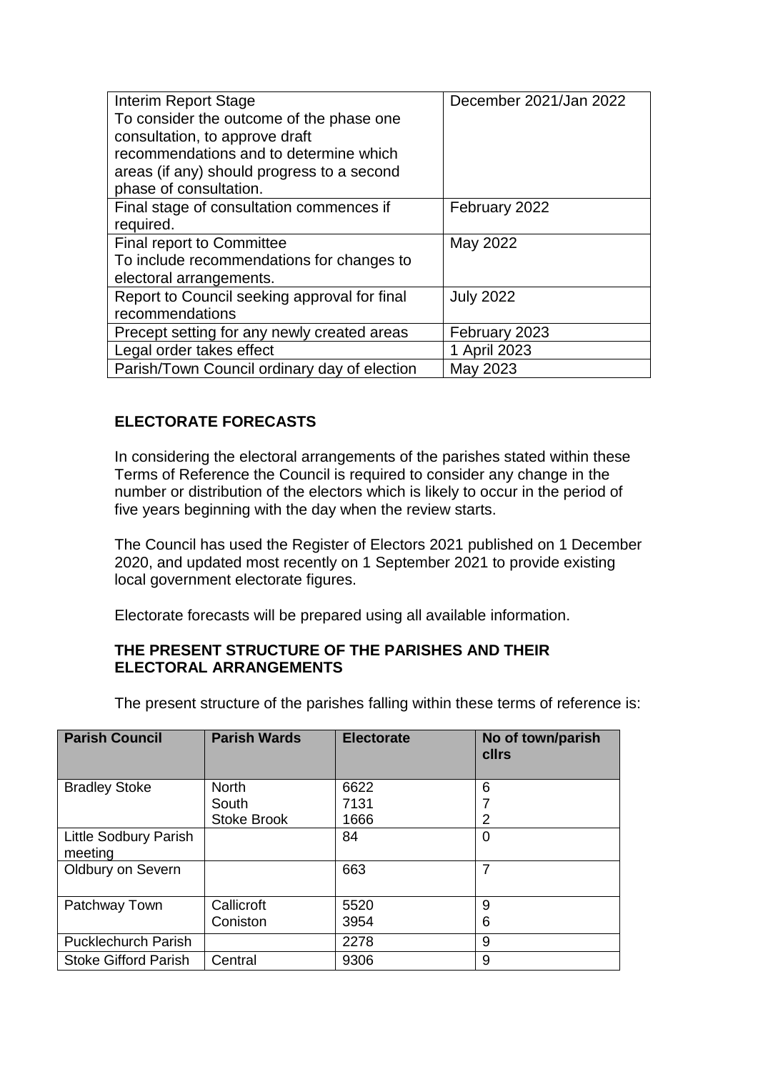| | |
|---|---|
| Interim Report Stage<br>To consider the outcome of the phase one consultation, to approve draft recommendations and to determine which areas (if any) should progress to a second phase of consultation. | December 2021/Jan 2022 |
| Final stage of consultation commences if required. | February 2022 |
| Final report to Committee<br>To include recommendations for changes to electoral arrangements. | May 2022 |
| Report to Council seeking approval for final recommendations | July 2022 |
| Precept setting for any newly created areas | February 2023 |
| Legal order takes effect | 1 April 2023 |
| Parish/Town Council ordinary day of election | May 2023 |

## ELECTORATE FORECASTS

In considering the electoral arrangements of the parishes stated within these Terms of Reference the Council is required to consider any change in the number or distribution of the electors which is likely to occur in the period of five years beginning with the day when the review starts.

The Council has used the Register of Electors 2021 published on 1 December 2020, and updated most recently on 1 September 2021 to provide existing local government electorate figures.

Electorate forecasts will be prepared using all available information.

## THE PRESENT STRUCTURE OF THE PARISHES AND THEIR ELECTORAL ARRANGEMENTS

The present structure of the parishes falling within these terms of reference is:

| Parish Council | Parish Wards | Electorate | No of town/parish cllrs |
|---|---|---|---|
| Bradley Stoke | North<br>South<br>Stoke Brook | 6622<br>7131<br>1666 | 6<br>7<br>2 |
| Little Sodbury Parish meeting | | 84 | 0 |
| Oldbury on Severn | | 663 | 7 |
| Patchway Town | Callicroft<br>Coniston | 5520<br>3954 | 9<br>6 |
| Pucklechurch Parish | | 2278 | 9 |
| Stoke Gifford Parish | Central | 9306 | 9 |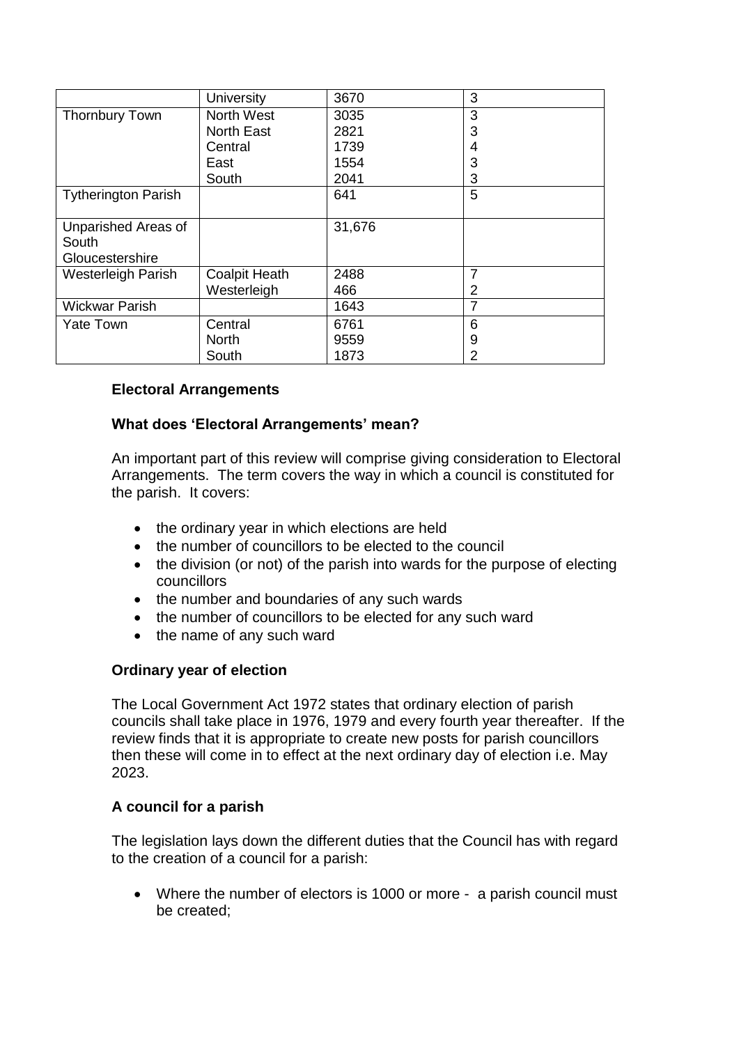| | | | |
|---|---|---|---|
| | University | 3670 | 3 |
| Thornbury Town | North West<br>North East<br>Central<br>East<br>South | 3035<br>2821<br>1739<br>1554<br>2041 | 3<br>3<br>4<br>3<br>3 |
| Tytherington Parish | | 641 | 5 |
| Unparished Areas of South Gloucestershire | | 31,676 | |
| Westerleigh Parish | Coalpit Heath<br>Westerleigh | 2488<br>466 | 7<br>2 |
| Wickwar Parish | | 1643 | 7 |
| Yate Town | Central<br>North<br>South | 6761<br>9559<br>1873 | 6<br>9<br>2 |

**Electoral Arrangements**

**What does 'Electoral Arrangements' mean?**

An important part of this review will comprise giving consideration to Electoral Arrangements. The term covers the way in which a council is constituted for the parish. It covers:

- the ordinary year in which elections are held
- the number of councillors to be elected to the council
- the division (or not) of the parish into wards for the purpose of electing councillors
- the number and boundaries of any such wards
- the number of councillors to be elected for any such ward
- the name of any such ward

**Ordinary year of election**

The Local Government Act 1972 states that ordinary election of parish councils shall take place in 1976, 1979 and every fourth year thereafter. If the review finds that it is appropriate to create new posts for parish councillors then these will come in to effect at the next ordinary day of election i.e. May 2023.

**A council for a parish**

The legislation lays down the different duties that the Council has with regard to the creation of a council for a parish:

- Where the number of electors is 1000 or more - a parish council must be created;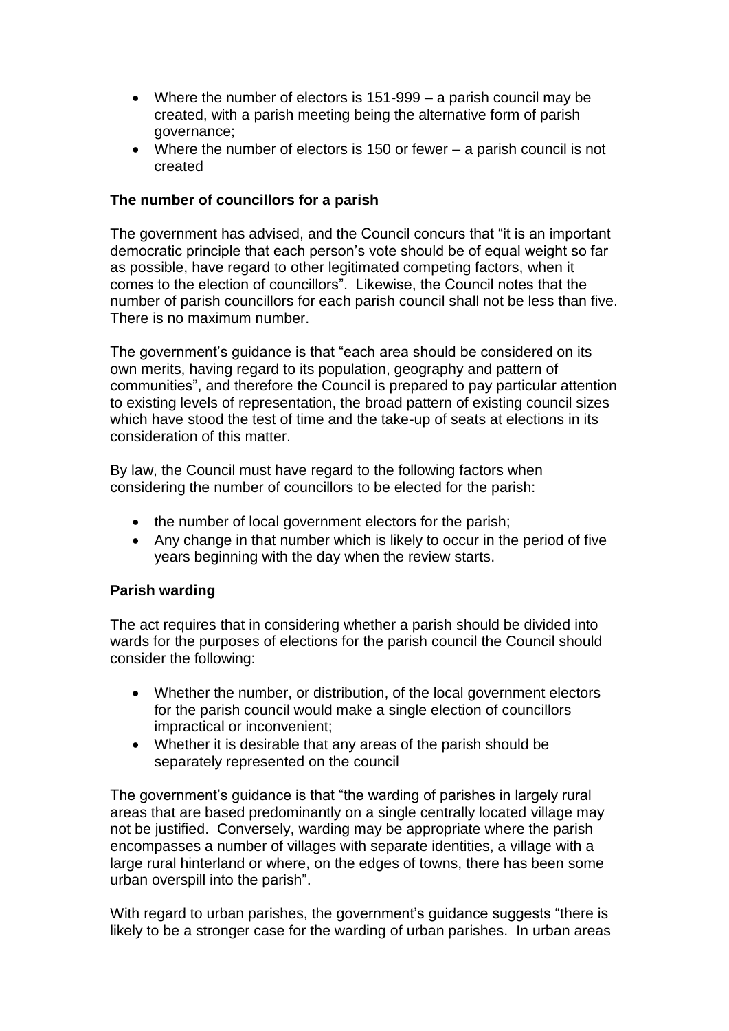- Where the number of electors is 151-999 – a parish council may be created, with a parish meeting being the alternative form of parish governance;
- Where the number of electors is 150 or fewer – a parish council is not created

**The number of councillors for a parish**

The government has advised, and the Council concurs that "it is an important democratic principle that each person's vote should be of equal weight so far as possible, have regard to other legitimated competing factors, when it comes to the election of councillors". Likewise, the Council notes that the number of parish councillors for each parish council shall not be less than five. There is no maximum number.

The government's guidance is that "each area should be considered on its own merits, having regard to its population, geography and pattern of communities", and therefore the Council is prepared to pay particular attention to existing levels of representation, the broad pattern of existing council sizes which have stood the test of time and the take-up of seats at elections in its consideration of this matter.

By law, the Council must have regard to the following factors when considering the number of councillors to be elected for the parish:

- the number of local government electors for the parish;
- Any change in that number which is likely to occur in the period of five years beginning with the day when the review starts.

**Parish warding**

The act requires that in considering whether a parish should be divided into wards for the purposes of elections for the parish council the Council should consider the following:

- Whether the number, or distribution, of the local government electors for the parish council would make a single election of councillors impractical or inconvenient;
- Whether it is desirable that any areas of the parish should be separately represented on the council

The government's guidance is that "the warding of parishes in largely rural areas that are based predominantly on a single centrally located village may not be justified. Conversely, warding may be appropriate where the parish encompasses a number of villages with separate identities, a village with a large rural hinterland or where, on the edges of towns, there has been some urban overspill into the parish".

With regard to urban parishes, the government's guidance suggests "there is likely to be a stronger case for the warding of urban parishes. In urban areas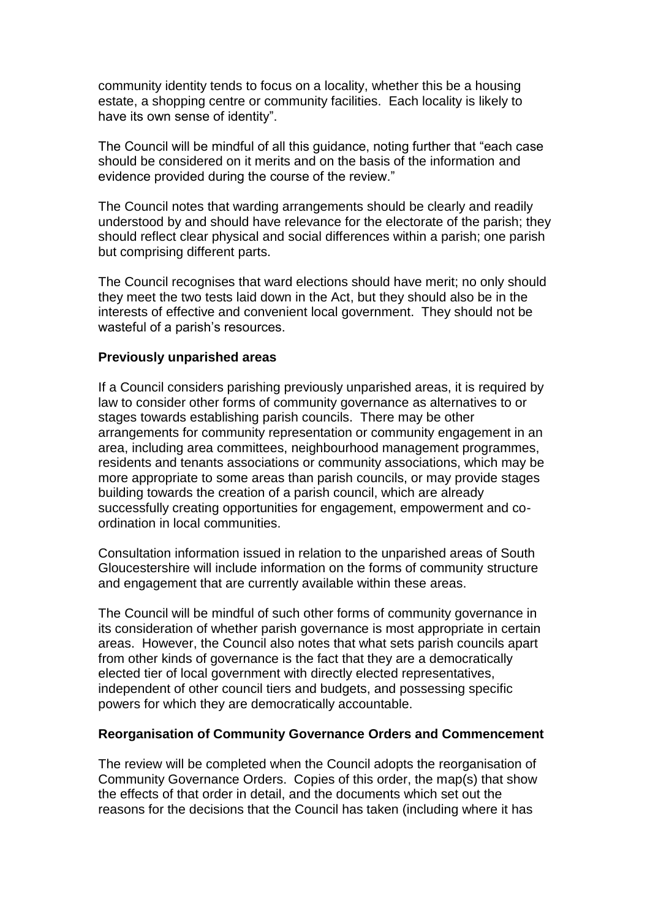community identity tends to focus on a locality, whether this be a housing estate, a shopping centre or community facilities. Each locality is likely to have its own sense of identity".

The Council will be mindful of all this guidance, noting further that "each case should be considered on it merits and on the basis of the information and evidence provided during the course of the review."

The Council notes that warding arrangements should be clearly and readily understood by and should have relevance for the electorate of the parish; they should reflect clear physical and social differences within a parish; one parish but comprising different parts.

The Council recognises that ward elections should have merit; no only should they meet the two tests laid down in the Act, but they should also be in the interests of effective and convenient local government. They should not be wasteful of a parish's resources.

**Previously unparished areas**

If a Council considers parishing previously unparished areas, it is required by law to consider other forms of community governance as alternatives to or stages towards establishing parish councils. There may be other arrangements for community representation or community engagement in an area, including area committees, neighbourhood management programmes, residents and tenants associations or community associations, which may be more appropriate to some areas than parish councils, or may provide stages building towards the creation of a parish council, which are already successfully creating opportunities for engagement, empowerment and co-ordination in local communities.

Consultation information issued in relation to the unparished areas of South Gloucestershire will include information on the forms of community structure and engagement that are currently available within these areas.

The Council will be mindful of such other forms of community governance in its consideration of whether parish governance is most appropriate in certain areas. However, the Council also notes that what sets parish councils apart from other kinds of governance is the fact that they are a democratically elected tier of local government with directly elected representatives, independent of other council tiers and budgets, and possessing specific powers for which they are democratically accountable.

**Reorganisation of Community Governance Orders and Commencement**

The review will be completed when the Council adopts the reorganisation of Community Governance Orders. Copies of this order, the map(s) that show the effects of that order in detail, and the documents which set out the reasons for the decisions that the Council has taken (including where it has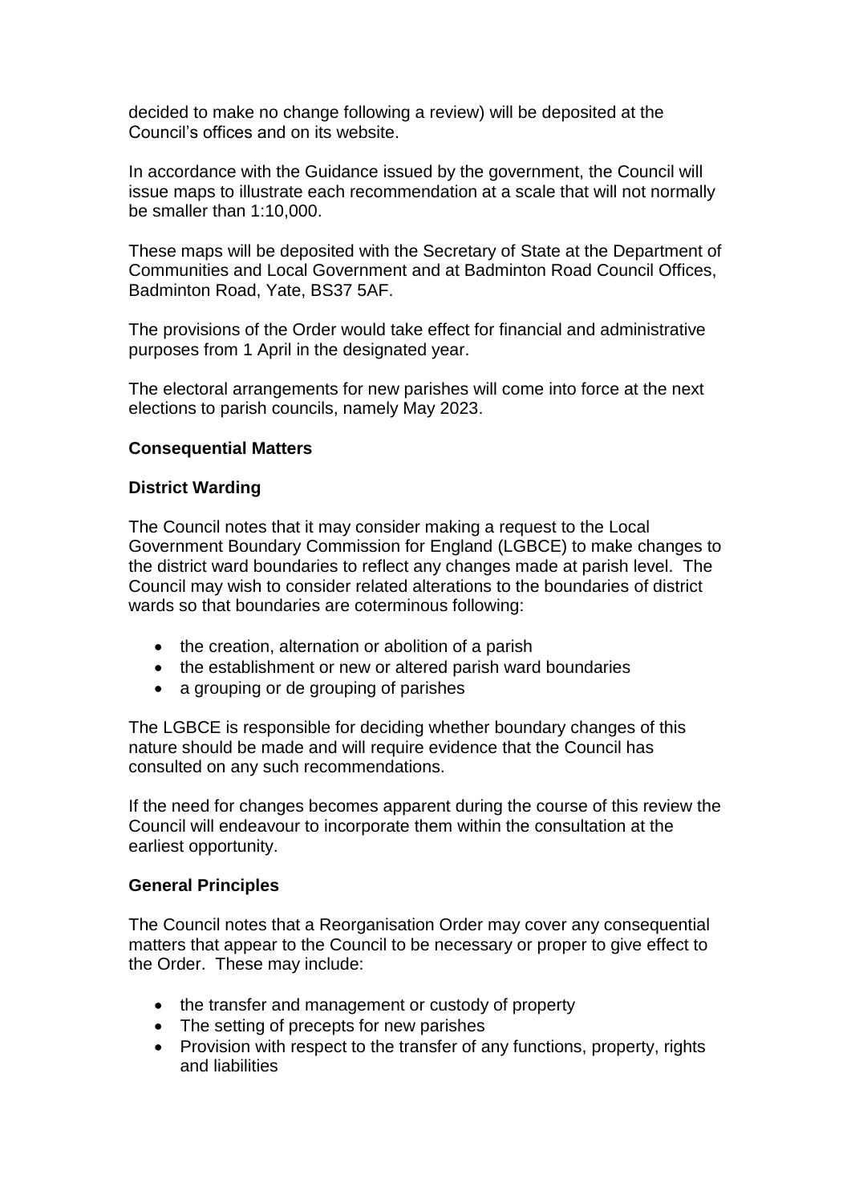decided to make no change following a review) will be deposited at the Council's offices and on its website.

In accordance with the Guidance issued by the government, the Council will issue maps to illustrate each recommendation at a scale that will not normally be smaller than 1:10,000.

These maps will be deposited with the Secretary of State at the Department of Communities and Local Government and at Badminton Road Council Offices, Badminton Road, Yate, BS37 5AF.

The provisions of the Order would take effect for financial and administrative purposes from 1 April in the designated year.

The electoral arrangements for new parishes will come into force at the next elections to parish councils, namely May 2023.

**Consequential Matters**

**District Warding**

The Council notes that it may consider making a request to the Local Government Boundary Commission for England (LGBCE) to make changes to the district ward boundaries to reflect any changes made at parish level. The Council may wish to consider related alterations to the boundaries of district wards so that boundaries are coterminous following:

- the creation, alternation or abolition of a parish
- the establishment or new or altered parish ward boundaries
- a grouping or de grouping of parishes

The LGBCE is responsible for deciding whether boundary changes of this nature should be made and will require evidence that the Council has consulted on any such recommendations.

If the need for changes becomes apparent during the course of this review the Council will endeavour to incorporate them within the consultation at the earliest opportunity.

**General Principles**

The Council notes that a Reorganisation Order may cover any consequential matters that appear to the Council to be necessary or proper to give effect to the Order. These may include:

- the transfer and management or custody of property
- The setting of precepts for new parishes
- Provision with respect to the transfer of any functions, property, rights and liabilities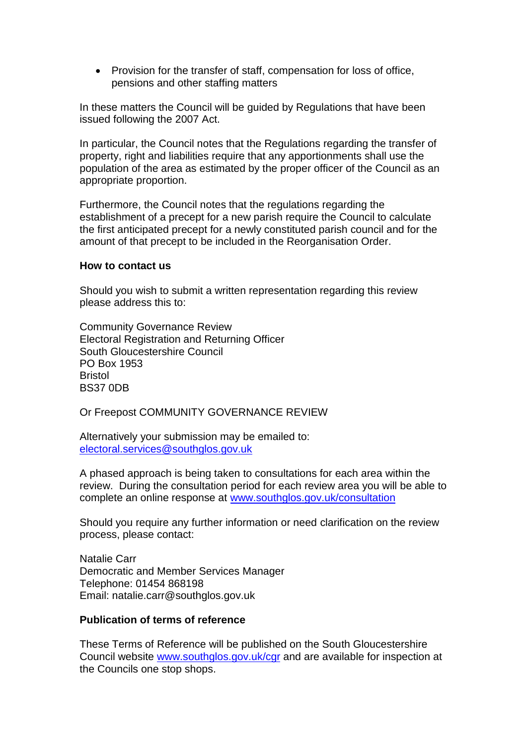- Provision for the transfer of staff, compensation for loss of office, pensions and other staffing matters

In these matters the Council will be guided by Regulations that have been issued following the 2007 Act.

In particular, the Council notes that the Regulations regarding the transfer of property, right and liabilities require that any apportionments shall use the population of the area as estimated by the proper officer of the Council as an appropriate proportion.

Furthermore, the Council notes that the regulations regarding the establishment of a precept for a new parish require the Council to calculate the first anticipated precept for a newly constituted parish council and for the amount of that precept to be included in the Reorganisation Order.

**How to contact us**

Should you wish to submit a written representation regarding this review please address this to:

Community Governance Review
Electoral Registration and Returning Officer
South Gloucestershire Council
PO Box 1953
Bristol
BS37 0DB

Or Freepost COMMUNITY GOVERNANCE REVIEW

Alternatively your submission may be emailed to:
electoral.services@southglos.gov.uk

A phased approach is being taken to consultations for each area within the review. During the consultation period for each review area you will be able to complete an online response at www.southglos.gov.uk/consultation

Should you require any further information or need clarification on the review process, please contact:

Natalie Carr
Democratic and Member Services Manager
Telephone: 01454 868198
Email: natalie.carr@southglos.gov.uk

**Publication of terms of reference**

These Terms of Reference will be published on the South Gloucestershire Council website www.southglos.gov.uk/cgr and are available for inspection at the Councils one stop shops.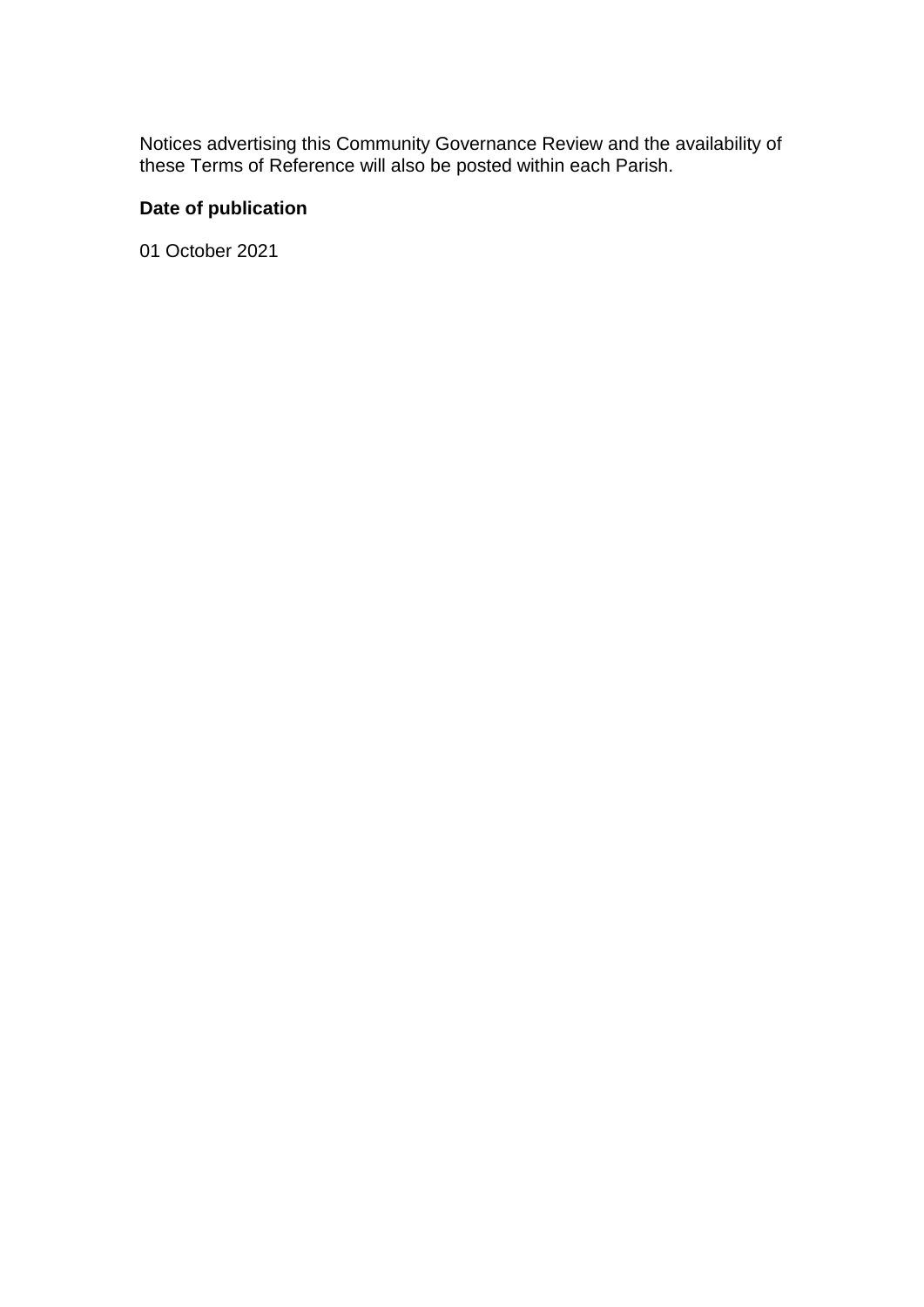Notices advertising this Community Governance Review and the availability of these Terms of Reference will also be posted within each Parish.

**Date of publication**

01 October 2021